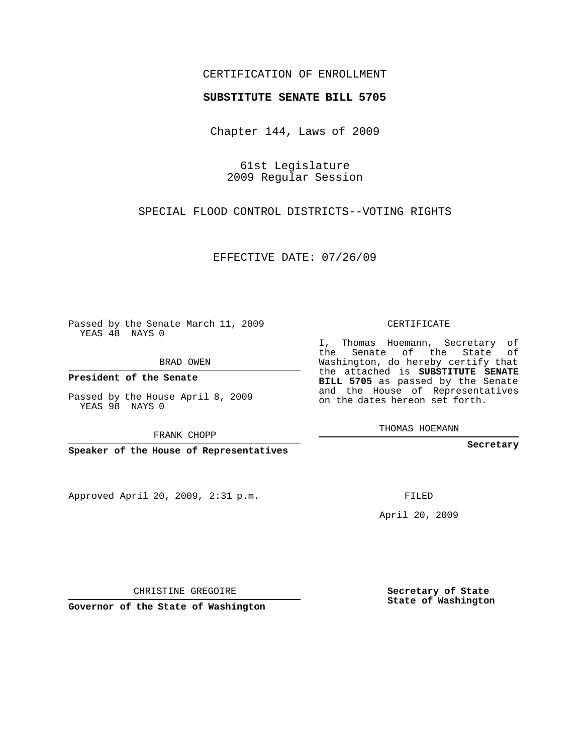CERTIFICATION OF ENROLLMENT

**SUBSTITUTE SENATE BILL 5705**

Chapter 144, Laws of 2009

61st Legislature
2009 Regular Session

SPECIAL FLOOD CONTROL DISTRICTS--VOTING RIGHTS

EFFECTIVE DATE: 07/26/09

Passed by the Senate March 11, 2009
YEAS 48 NAYS 0

BRAD OWEN

**President of the Senate**

Passed by the House April 8, 2009
YEAS 98 NAYS 0

FRANK CHOPP

**Speaker of the House of Representatives**

Approved April 20, 2009, 2:31 p.m.

CHRISTINE GREGOIRE

**Governor of the State of Washington**

CERTIFICATE

I, Thomas Hoemann, Secretary of the Senate of the State of Washington, do hereby certify that the attached is **SUBSTITUTE SENATE BILL 5705** as passed by the Senate and the House of Representatives on the dates hereon set forth.

THOMAS HOEMANN

**Secretary**

FILED

April 20, 2009

**Secretary of State**
**State of Washington**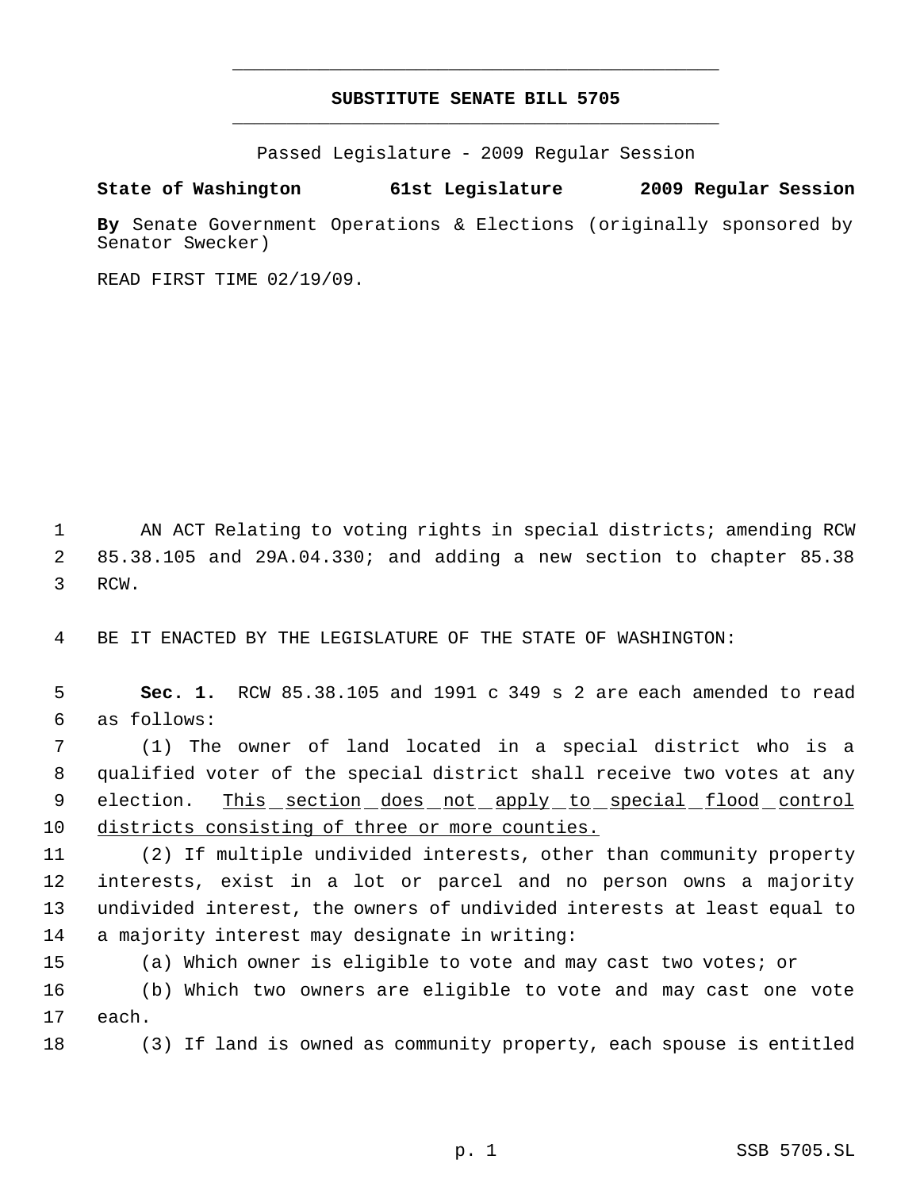# SUBSTITUTE SENATE BILL 5705

Passed Legislature - 2009 Regular Session

**State of Washington 61st Legislature 2009 Regular Session**

**By** Senate Government Operations & Elections (originally sponsored by Senator Swecker)

READ FIRST TIME 02/19/09.

1 AN ACT Relating to voting rights in special districts; amending RCW
2 85.38.105 and 29A.04.330; and adding a new section to chapter 85.38
3 RCW.

4 BE IT ENACTED BY THE LEGISLATURE OF THE STATE OF WASHINGTON:

5 **Sec. 1.** RCW 85.38.105 and 1991 c 349 s 2 are each amended to read
6 as follows:

7 (1) The owner of land located in a special district who is a
8 qualified voter of the special district shall receive two votes at any
9 election. <u>This section does not apply to special flood control</u>
10 <u>districts consisting of three or more counties.</u>

11 (2) If multiple undivided interests, other than community property
12 interests, exist in a lot or parcel and no person owns a majority
13 undivided interest, the owners of undivided interests at least equal to
14 a majority interest may designate in writing:

15 (a) Which owner is eligible to vote and may cast two votes; or

16 (b) Which two owners are eligible to vote and may cast one vote
17 each.

18 (3) If land is owned as community property, each spouse is entitled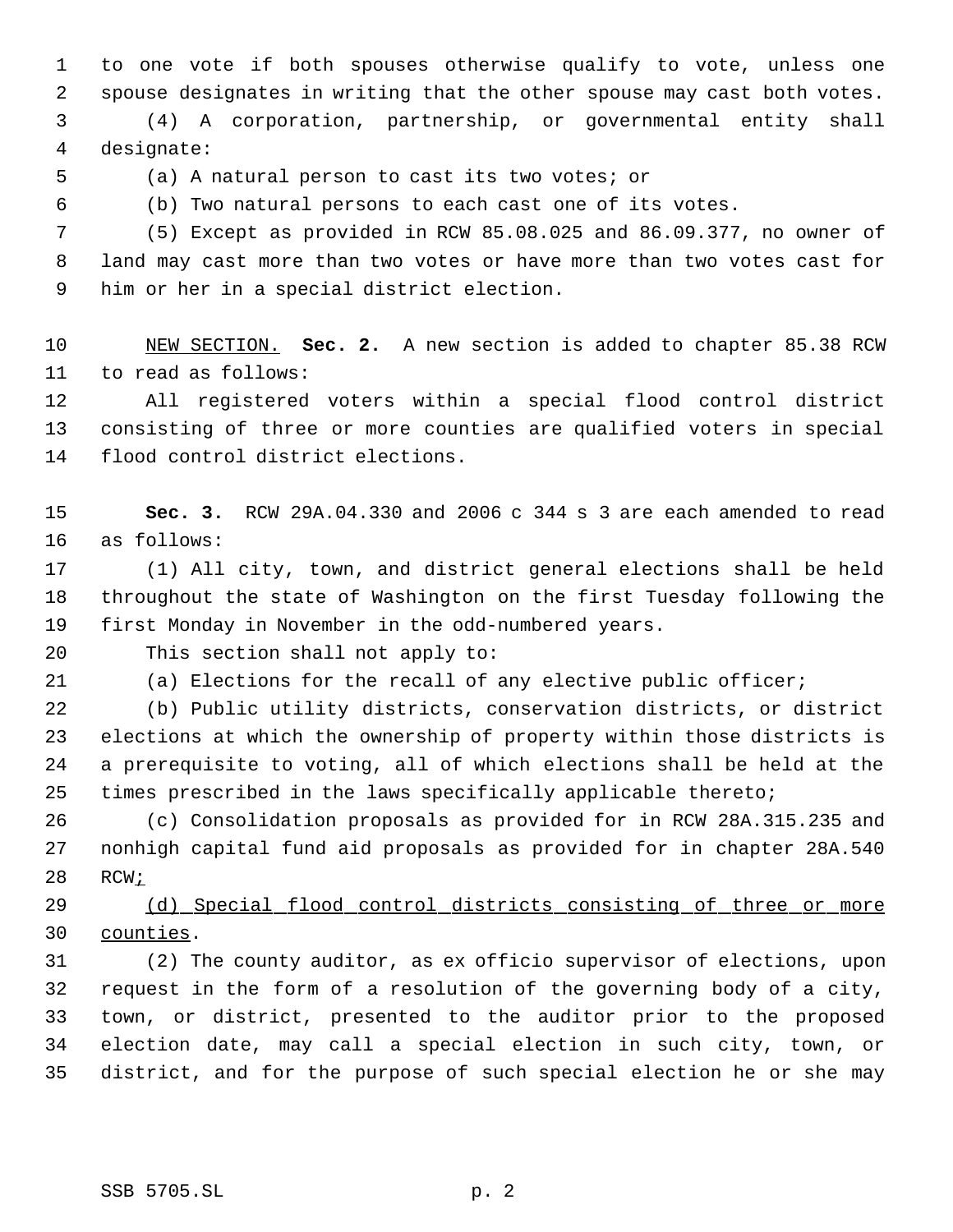to one vote if both spouses otherwise qualify to vote, unless one spouse designates in writing that the other spouse may cast both votes.

(4) A corporation, partnership, or governmental entity shall designate:

(a) A natural person to cast its two votes; or

(b) Two natural persons to each cast one of its votes.

(5) Except as provided in RCW 85.08.025 and 86.09.377, no owner of land may cast more than two votes or have more than two votes cast for him or her in a special district election.

NEW SECTION. **Sec. 2.** A new section is added to chapter 85.38 RCW to read as follows:

All registered voters within a special flood control district consisting of three or more counties are qualified voters in special flood control district elections.

**Sec. 3.** RCW 29A.04.330 and 2006 c 344 s 3 are each amended to read as follows:

(1) All city, town, and district general elections shall be held throughout the state of Washington on the first Tuesday following the first Monday in November in the odd-numbered years.

This section shall not apply to:

(a) Elections for the recall of any elective public officer;

(b) Public utility districts, conservation districts, or district elections at which the ownership of property within those districts is a prerequisite to voting, all of which elections shall be held at the times prescribed in the laws specifically applicable thereto;

(c) Consolidation proposals as provided for in RCW 28A.315.235 and nonhigh capital fund aid proposals as provided for in chapter 28A.540 RCW;

(d) Special flood control districts consisting of three or more counties.

(2) The county auditor, as ex officio supervisor of elections, upon request in the form of a resolution of the governing body of a city, town, or district, presented to the auditor prior to the proposed election date, may call a special election in such city, town, or district, and for the purpose of such special election he or she may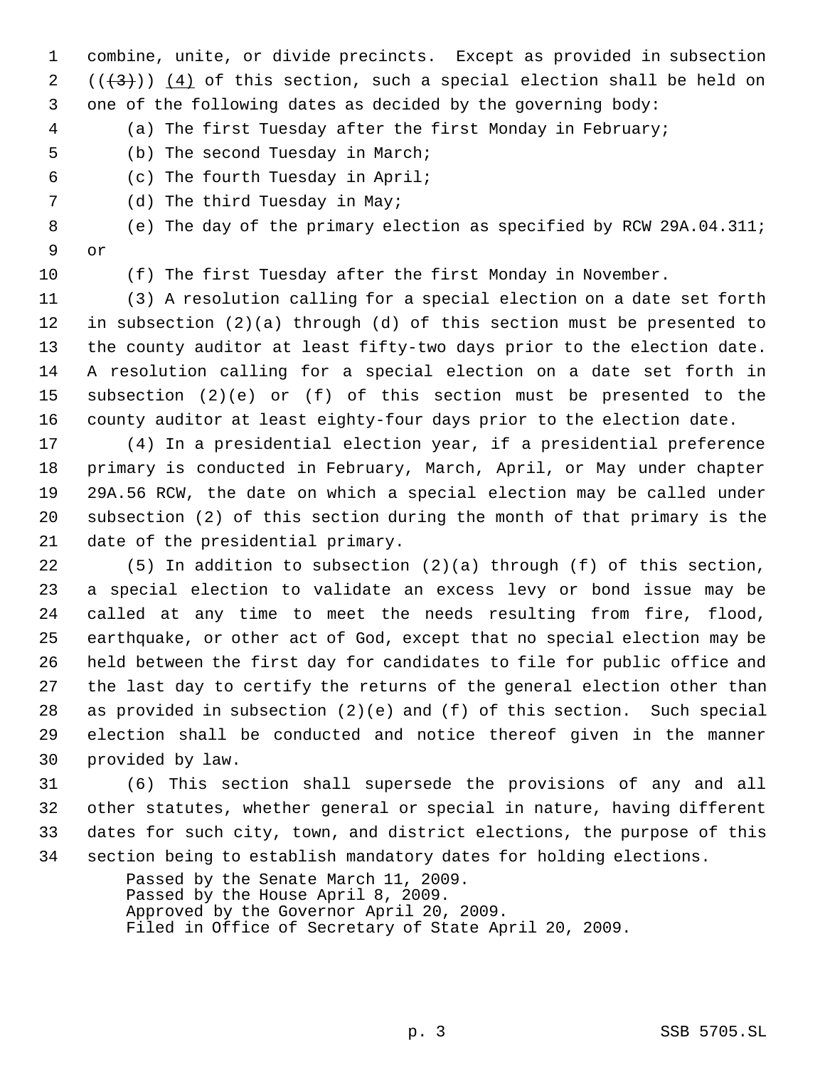combine, unite, or divide precincts. Except as provided in subsection ~~((3))~~ (4) of this section, such a special election shall be held on one of the following dates as decided by the governing body:

(a) The first Tuesday after the first Monday in February;

(b) The second Tuesday in March;

(c) The fourth Tuesday in April;

(d) The third Tuesday in May;

(e) The day of the primary election as specified by RCW 29A.04.311; or

(f) The first Tuesday after the first Monday in November.

(3) A resolution calling for a special election on a date set forth in subsection (2)(a) through (d) of this section must be presented to the county auditor at least fifty-two days prior to the election date. A resolution calling for a special election on a date set forth in subsection (2)(e) or (f) of this section must be presented to the county auditor at least eighty-four days prior to the election date.

(4) In a presidential election year, if a presidential preference primary is conducted in February, March, April, or May under chapter 29A.56 RCW, the date on which a special election may be called under subsection (2) of this section during the month of that primary is the date of the presidential primary.

(5) In addition to subsection (2)(a) through (f) of this section, a special election to validate an excess levy or bond issue may be called at any time to meet the needs resulting from fire, flood, earthquake, or other act of God, except that no special election may be held between the first day for candidates to file for public office and the last day to certify the returns of the general election other than as provided in subsection (2)(e) and (f) of this section. Such special election shall be conducted and notice thereof given in the manner provided by law.

(6) This section shall supersede the provisions of any and all other statutes, whether general or special in nature, having different dates for such city, town, and district elections, the purpose of this section being to establish mandatory dates for holding elections.

Passed by the Senate March 11, 2009.
Passed by the House April 8, 2009.
Approved by the Governor April 20, 2009.
Filed in Office of Secretary of State April 20, 2009.